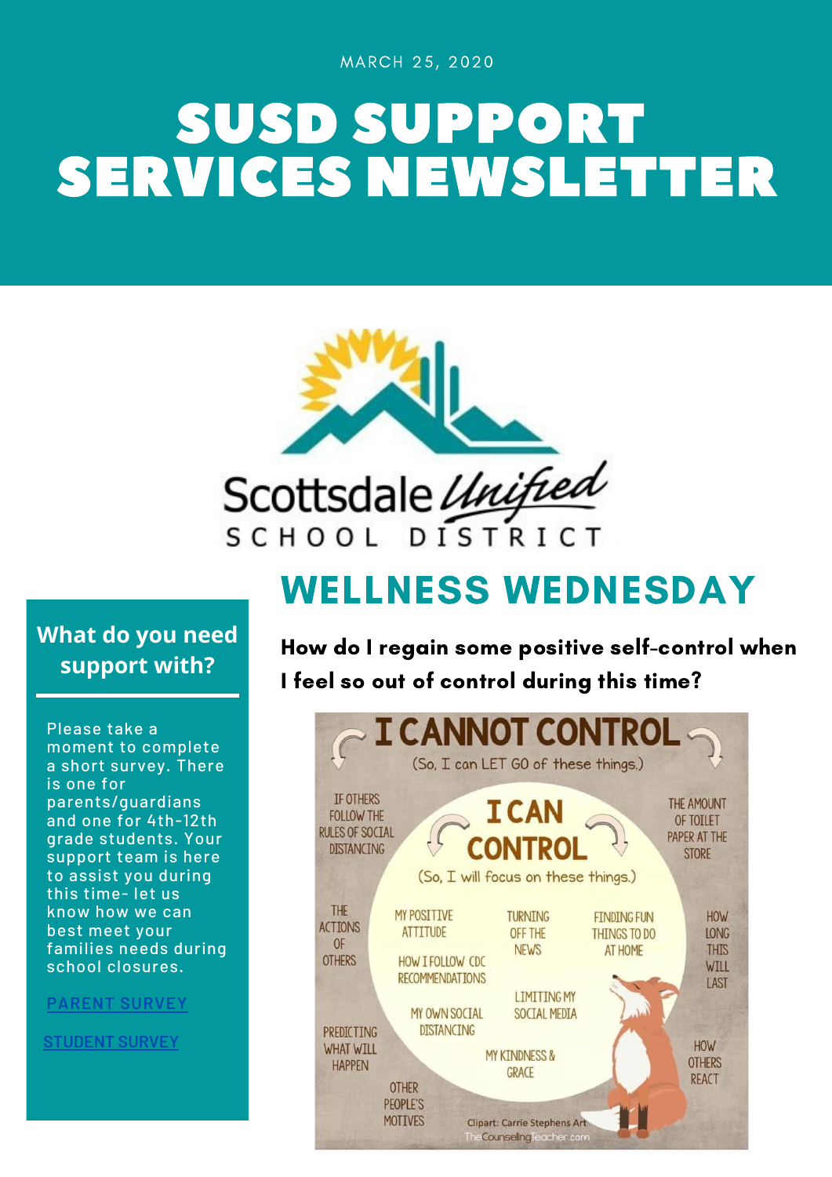MARCH 25, 2020

# SUSD SUPPORT SERVICES NEWSLETTER

Scottsdale Unified
SCHOOL DISTRICT

## WELLNESS WEDNESDAY

**How do I regain some positive self-control when I feel so out of control during this time?**

### I CANNOT CONTROL

(So, I can LET GO of these things.)

- IF OTHERS FOLLOW THE RULES OF SOCIAL DISTANCING
- THE AMOUNT OF TOILET PAPER AT THE STORE
- THE ACTIONS OF OTHERS
- HOW LONG THIS WILL LAST
- PREDICTING WHAT WILL HAPPEN
- HOW OTHERS REACT
- OTHER PEOPLE'S MOTIVES

### I CAN CONTROL

(So, I will focus on these things.)

- MY POSITIVE ATTITUDE
- TURNING OFF THE NEWS
- FINDING FUN THINGS TO DO AT HOME
- HOW I FOLLOW CDC RECOMMENDATIONS
- LIMITING MY SOCIAL MEDIA
- MY OWN SOCIAL DISTANCING
- MY KINDNESS & GRACE

Clipart: Carrie Stephens Art
TheCounselingTeacher.com

### What do you need support with?

Please take a moment to complete a short survey. There is one for parents/guardians and one for 4th-12th grade students. Your support team is here to assist you during this time- let us know how we can best meet your families needs during school closures.

PARENT SURVEY

STUDENT SURVEY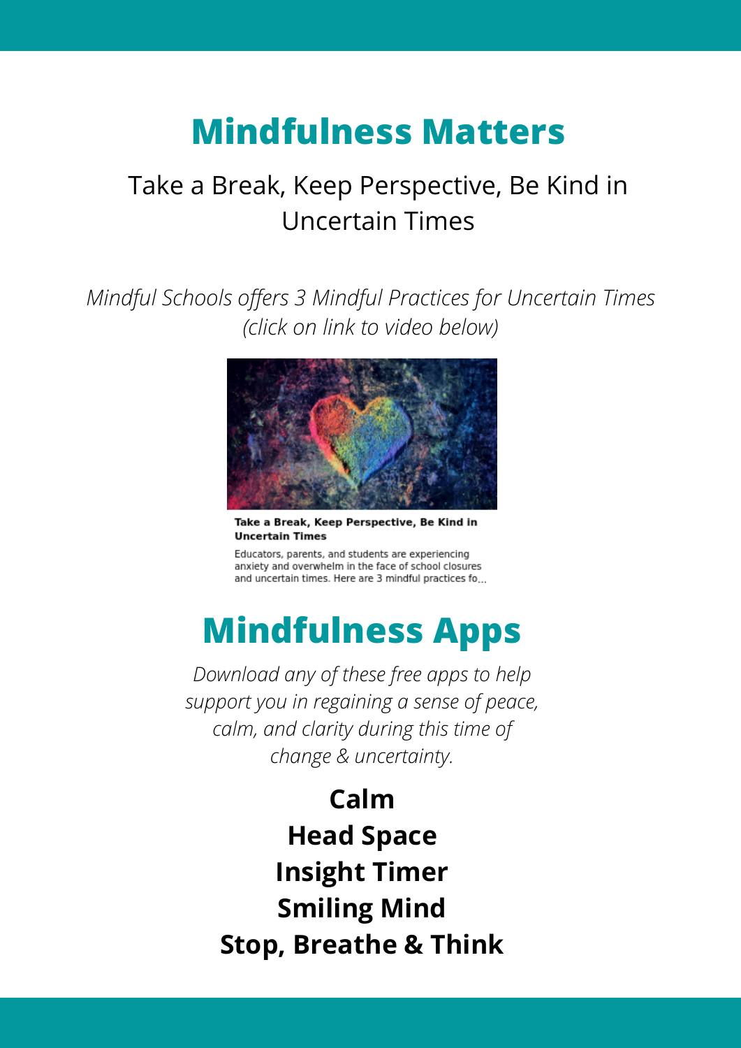# Mindfulness Matters

Take a Break, Keep Perspective, Be Kind in Uncertain Times

*Mindful Schools offers 3 Mindful Practices for Uncertain Times (click on link to video below)*

**Take a Break, Keep Perspective, Be Kind in Uncertain Times**

Educators, parents, and students are experiencing anxiety and overwhelm in the face of school closures and uncertain times. Here are 3 mindful practices fo...

# Mindfulness Apps

*Download any of these free apps to help support you in regaining a sense of peace, calm, and clarity during this time of change & uncertainty.*

**Calm**
**Head Space**
**Insight Timer**
**Smiling Mind**
**Stop, Breathe & Think**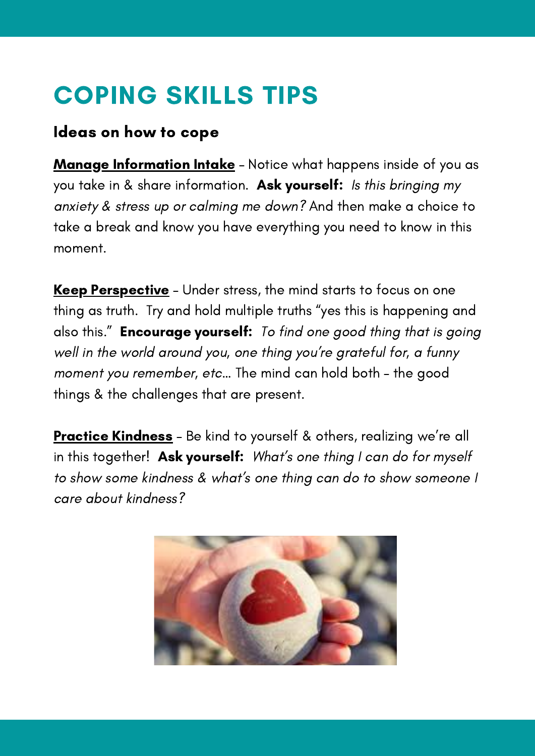# COPING SKILLS TIPS

### Ideas on how to cope

**Manage Information Intake** – Notice what happens inside of you as you take in & share information. **Ask yourself:** *Is this bringing my anxiety & stress up or calming me down?* And then make a choice to take a break and know you have everything you need to know in this moment.

**Keep Perspective** – Under stress, the mind starts to focus on one thing as truth. Try and hold multiple truths "yes this is happening and also this." **Encourage yourself:** *To find one good thing that is going well in the world around you, one thing you're grateful for, a funny moment you remember, etc…* The mind can hold both – the good things & the challenges that are present.

**Practice Kindness** – Be kind to yourself & others, realizing we're all in this together! **Ask yourself:** *What's one thing I can do for myself to show some kindness & what's one thing can do to show someone I care about kindness?*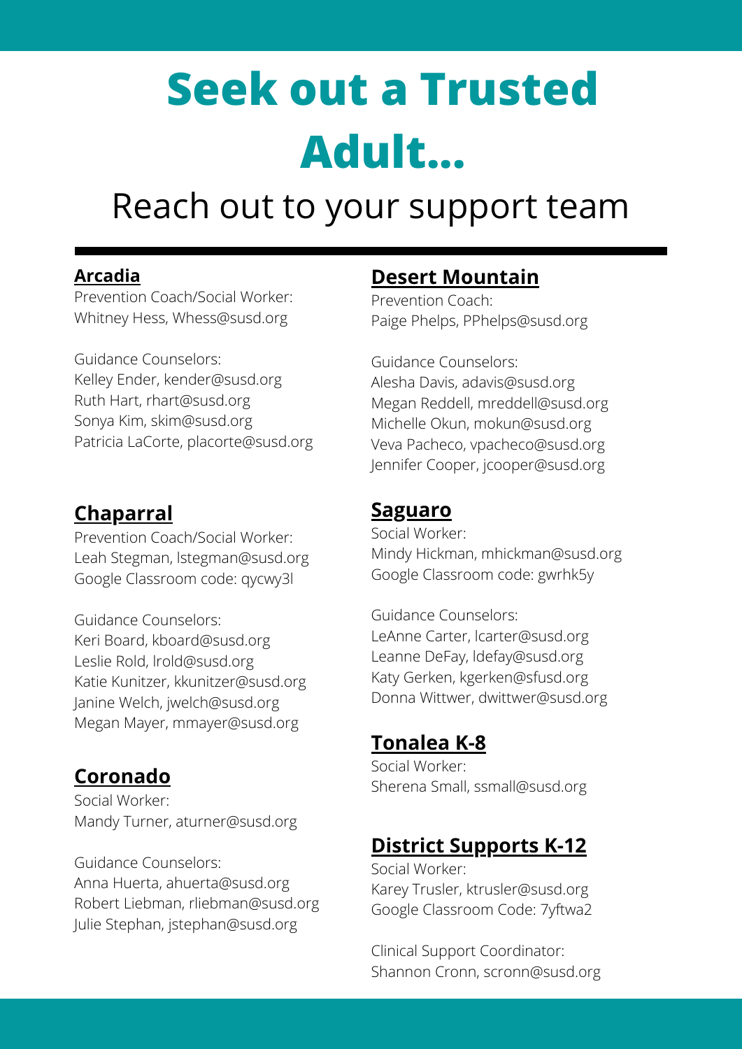# Seek out a Trusted Adult...

## Reach out to your support team

### Arcadia

Prevention Coach/Social Worker:
Whitney Hess, Whess@susd.org

Guidance Counselors:
Kelley Ender, kender@susd.org
Ruth Hart, rhart@susd.org
Sonya Kim, skim@susd.org
Patricia LaCorte, placorte@susd.org

### Chaparral

Prevention Coach/Social Worker:
Leah Stegman, lstegman@susd.org
Google Classroom code: qycwy3l

Guidance Counselors:
Keri Board, kboard@susd.org
Leslie Rold, lrold@susd.org
Katie Kunitzer, kkunitzer@susd.org
Janine Welch, jwelch@susd.org
Megan Mayer, mmayer@susd.org

### Coronado

Social Worker:
Mandy Turner, aturner@susd.org

Guidance Counselors:
Anna Huerta, ahuerta@susd.org
Robert Liebman, rliebman@susd.org
Julie Stephan, jstephan@susd.org

### Desert Mountain

Prevention Coach:
Paige Phelps, PPhelps@susd.org

Guidance Counselors:
Alesha Davis, adavis@susd.org
Megan Reddell, mreddell@susd.org
Michelle Okun, mokun@susd.org
Veva Pacheco, vpacheco@susd.org
Jennifer Cooper, jcooper@susd.org

### Saguaro

Social Worker:
Mindy Hickman, mhickman@susd.org
Google Classroom code: gwrhk5y

Guidance Counselors:
LeAnne Carter, lcarter@susd.org
Leanne DeFay, ldefay@susd.org
Katy Gerken, kgerken@sfusd.org
Donna Wittwer, dwittwer@susd.org

### Tonalea K-8

Social Worker:
Sherena Small, ssmall@susd.org

### District Supports K-12

Social Worker:
Karey Trusler, ktrusler@susd.org
Google Classroom Code: 7yftwa2

Clinical Support Coordinator:
Shannon Cronn, scronn@susd.org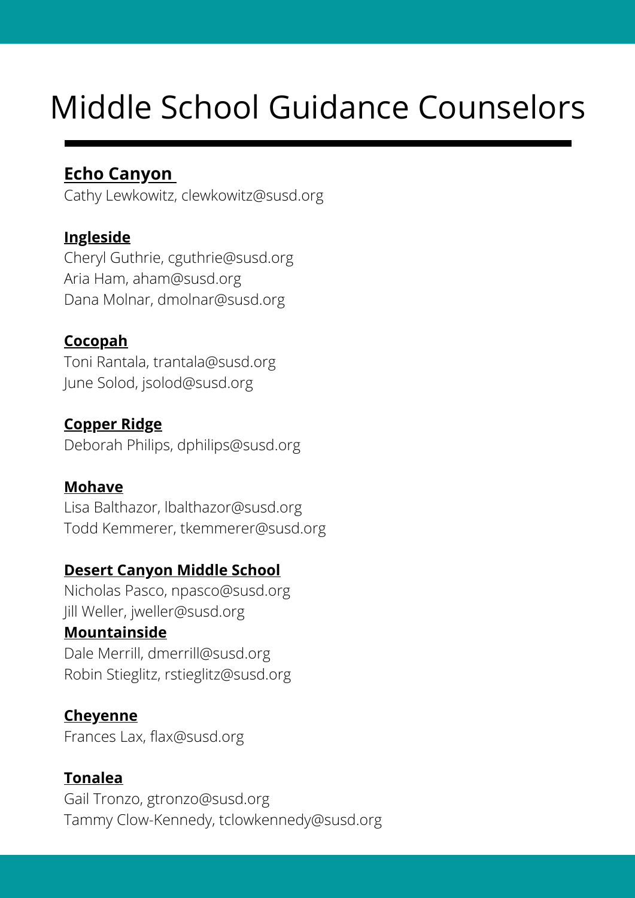# Middle School Guidance Counselors

**Echo Canyon**

Cathy Lewkowitz, clewkowitz@susd.org

**Ingleside**

Cheryl Guthrie, cguthrie@susd.org
Aria Ham, aham@susd.org
Dana Molnar, dmolnar@susd.org

**Cocopah**

Toni Rantala, trantala@susd.org
June Solod, jsolod@susd.org

**Copper Ridge**

Deborah Philips, dphilips@susd.org

**Mohave**

Lisa Balthazor, lbalthazor@susd.org
Todd Kemmerer, tkemmerer@susd.org

**Desert Canyon Middle School**

Nicholas Pasco, npasco@susd.org
Jill Weller, jweller@susd.org

**Mountainside**

Dale Merrill, dmerrill@susd.org
Robin Stieglitz, rstieglitz@susd.org

**Cheyenne**

Frances Lax, flax@susd.org

**Tonalea**

Gail Tronzo, gtronzo@susd.org
Tammy Clow-Kennedy, tclowkennedy@susd.org